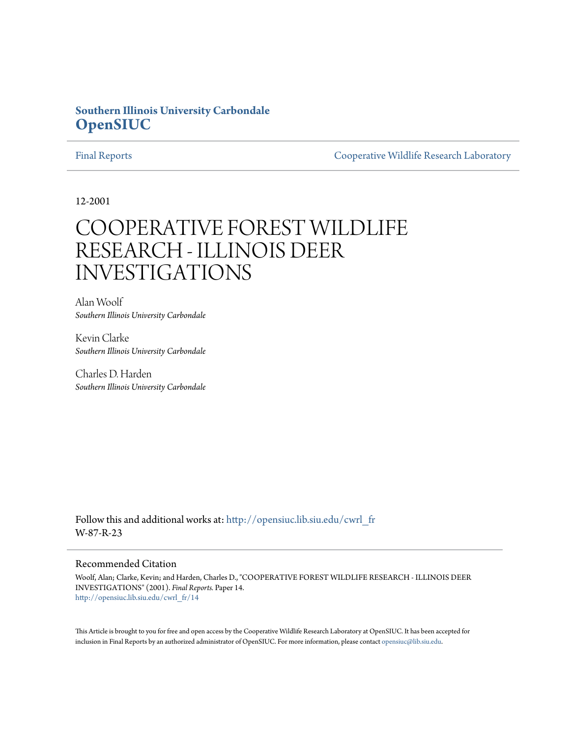**Southern Illinois University Carbondale**
**OpenSIUC**

Final Reports | Cooperative Wildlife Research Laboratory

12-2001

# COOPERATIVE FOREST WILDLIFE RESEARCH - ILLINOIS DEER INVESTIGATIONS

Alan Woolf
*Southern Illinois University Carbondale*

Kevin Clarke
*Southern Illinois University Carbondale*

Charles D. Harden
*Southern Illinois University Carbondale*

Follow this and additional works at: http://opensiuc.lib.siu.edu/cwrl_fr
W-87-R-23

## Recommended Citation

Woolf, Alan; Clarke, Kevin; and Harden, Charles D., "COOPERATIVE FOREST WILDLIFE RESEARCH - ILLINOIS DEER INVESTIGATIONS" (2001). *Final Reports*. Paper 14.
http://opensiuc.lib.siu.edu/cwrl_fr/14

This Article is brought to you for free and open access by the Cooperative Wildlife Research Laboratory at OpenSIUC. It has been accepted for inclusion in Final Reports by an authorized administrator of OpenSIUC. For more information, please contact opensiuc@lib.siu.edu.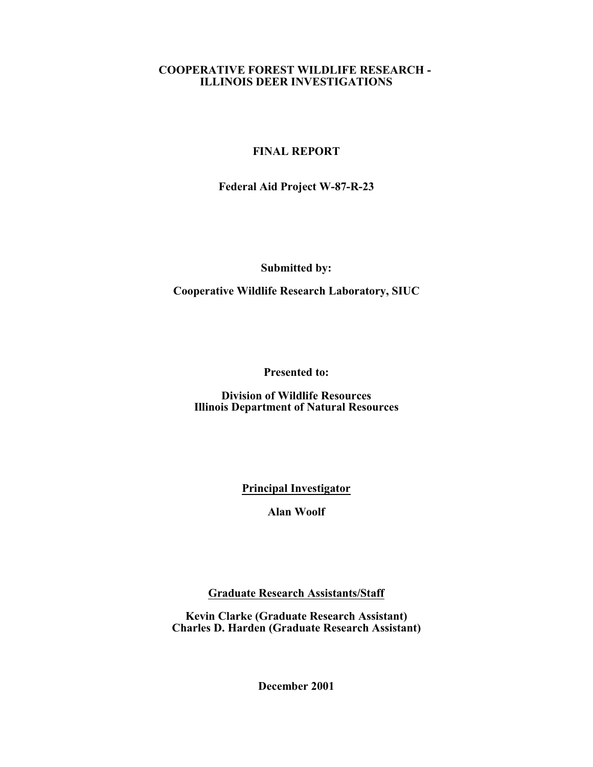# COOPERATIVE FOREST WILDLIFE RESEARCH - ILLINOIS DEER INVESTIGATIONS

## FINAL REPORT

**Federal Aid Project W-87-R-23**

**Submitted by:**

**Cooperative Wildlife Research Laboratory, SIUC**

**Presented to:**

**Division of Wildlife Resources**
**Illinois Department of Natural Resources**

**Principal Investigator**

**Alan Woolf**

**Graduate Research Assistants/Staff**

**Kevin Clarke (Graduate Research Assistant)**
**Charles D. Harden (Graduate Research Assistant)**

**December 2001**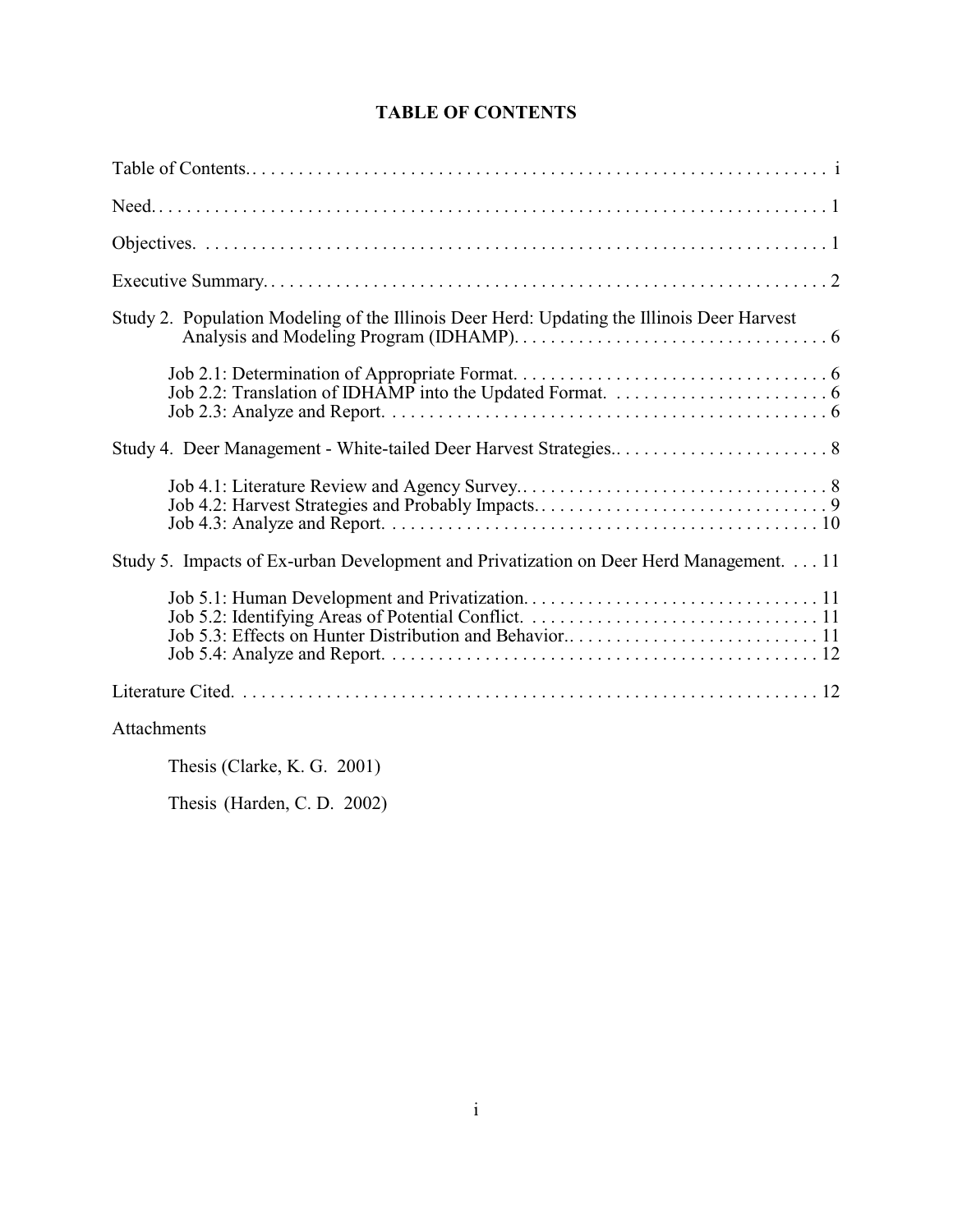# TABLE OF CONTENTS

Table of Contents . . . . . . . . . . . . . . . . . . . . . . . . . . . . . . . . . . . . . . . . . . . . . . . . . . . . . . . . . . . . i

Need . . . . . . . . . . . . . . . . . . . . . . . . . . . . . . . . . . . . . . . . . . . . . . . . . . . . . . . . . . . . . . . . 1

Objectives . . . . . . . . . . . . . . . . . . . . . . . . . . . . . . . . . . . . . . . . . . . . . . . . . . . . . . . . . . . . 1

Executive Summary . . . . . . . . . . . . . . . . . . . . . . . . . . . . . . . . . . . . . . . . . . . . . . . . . . . . . . 2

Study 2. Population Modeling of the Illinois Deer Herd: Updating the Illinois Deer Harvest Analysis and Modeling Program (IDHAMP) . . . . . . . . . . . . . . . . . . . . . . . . . . . . . . . . . . 6

- Job 2.1: Determination of Appropriate Format . . . . . . . . . . . . . . . . . . . . . . . . . . . . . . . . . . 6
- Job 2.2: Translation of IDHAMP into the Updated Format . . . . . . . . . . . . . . . . . . . . . . . . . 6
- Job 2.3: Analyze and Report . . . . . . . . . . . . . . . . . . . . . . . . . . . . . . . . . . . . . . . . . . . . . . . . 6

Study 4. Deer Management - White-tailed Deer Harvest Strategies . . . . . . . . . . . . . . . . . . . . . . . 8

- Job 4.1: Literature Review and Agency Survey . . . . . . . . . . . . . . . . . . . . . . . . . . . . . . . . . . 8
- Job 4.2: Harvest Strategies and Probably Impacts . . . . . . . . . . . . . . . . . . . . . . . . . . . . . . . . 9
- Job 4.3: Analyze and Report . . . . . . . . . . . . . . . . . . . . . . . . . . . . . . . . . . . . . . . . . . . . . . . 10

Study 5. Impacts of Ex-urban Development and Privatization on Deer Herd Management . . . . 11

- Job 5.1: Human Development and Privatization . . . . . . . . . . . . . . . . . . . . . . . . . . . . . . . . 11
- Job 5.2: Identifying Areas of Potential Conflict . . . . . . . . . . . . . . . . . . . . . . . . . . . . . . . . 11
- Job 5.3: Effects on Hunter Distribution and Behavior . . . . . . . . . . . . . . . . . . . . . . . . . . . . 11
- Job 5.4: Analyze and Report . . . . . . . . . . . . . . . . . . . . . . . . . . . . . . . . . . . . . . . . . . . . . . 12

Literature Cited . . . . . . . . . . . . . . . . . . . . . . . . . . . . . . . . . . . . . . . . . . . . . . . . . . . . . . . . . . 12

Attachments

- Thesis (Clarke, K. G. 2001)
- Thesis (Harden, C. D. 2002)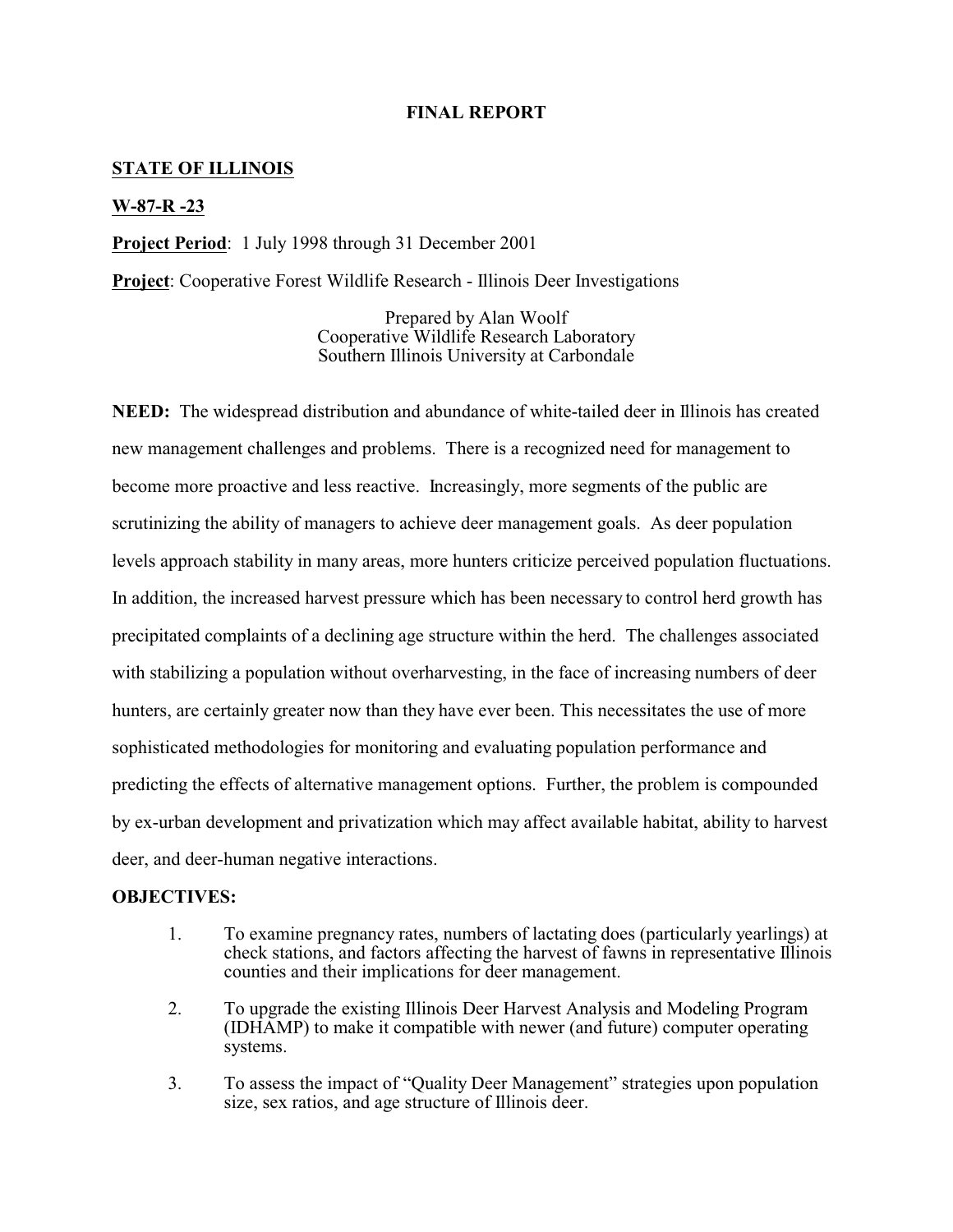# FINAL REPORT

**STATE OF ILLINOIS**

**W-87-R -23**

**Project Period**: 1 July 1998 through 31 December 2001

**Project**: Cooperative Forest Wildlife Research - Illinois Deer Investigations

Prepared by Alan Woolf
Cooperative Wildlife Research Laboratory
Southern Illinois University at Carbondale

**NEED:** The widespread distribution and abundance of white-tailed deer in Illinois has created new management challenges and problems. There is a recognized need for management to become more proactive and less reactive. Increasingly, more segments of the public are scrutinizing the ability of managers to achieve deer management goals. As deer population levels approach stability in many areas, more hunters criticize perceived population fluctuations. In addition, the increased harvest pressure which has been necessary to control herd growth has precipitated complaints of a declining age structure within the herd. The challenges associated with stabilizing a population without overharvesting, in the face of increasing numbers of deer hunters, are certainly greater now than they have ever been. This necessitates the use of more sophisticated methodologies for monitoring and evaluating population performance and predicting the effects of alternative management options. Further, the problem is compounded by ex-urban development and privatization which may affect available habitat, ability to harvest deer, and deer-human negative interactions.

**OBJECTIVES:**

1. To examine pregnancy rates, numbers of lactating does (particularly yearlings) at check stations, and factors affecting the harvest of fawns in representative Illinois counties and their implications for deer management.
2. To upgrade the existing Illinois Deer Harvest Analysis and Modeling Program (IDHAMP) to make it compatible with newer (and future) computer operating systems.
3. To assess the impact of "Quality Deer Management" strategies upon population size, sex ratios, and age structure of Illinois deer.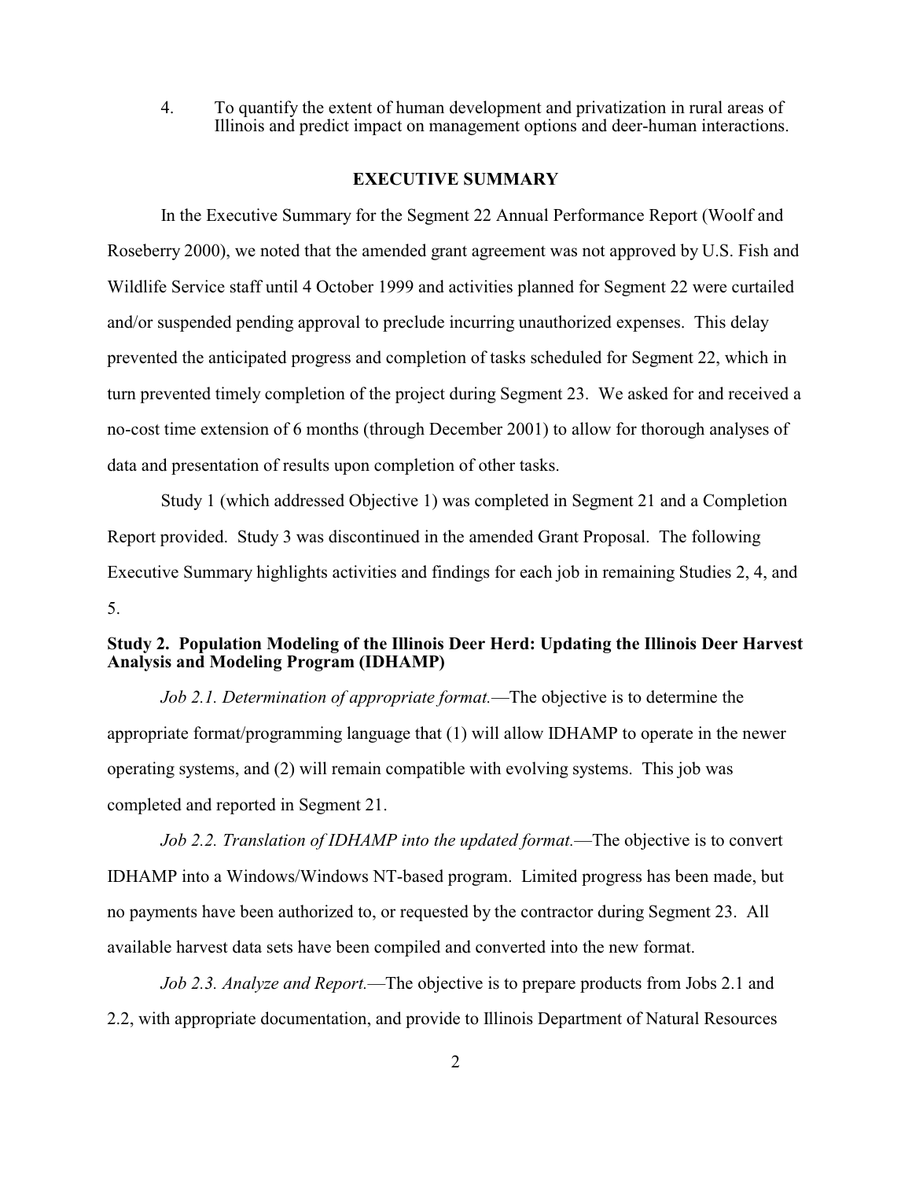4. To quantify the extent of human development and privatization in rural areas of Illinois and predict impact on management options and deer-human interactions.

## EXECUTIVE SUMMARY

In the Executive Summary for the Segment 22 Annual Performance Report (Woolf and Roseberry 2000), we noted that the amended grant agreement was not approved by U.S. Fish and Wildlife Service staff until 4 October 1999 and activities planned for Segment 22 were curtailed and/or suspended pending approval to preclude incurring unauthorized expenses. This delay prevented the anticipated progress and completion of tasks scheduled for Segment 22, which in turn prevented timely completion of the project during Segment 23. We asked for and received a no-cost time extension of 6 months (through December 2001) to allow for thorough analyses of data and presentation of results upon completion of other tasks.

Study 1 (which addressed Objective 1) was completed in Segment 21 and a Completion Report provided. Study 3 was discontinued in the amended Grant Proposal. The following Executive Summary highlights activities and findings for each job in remaining Studies 2, 4, and 5.

### Study 2. Population Modeling of the Illinois Deer Herd: Updating the Illinois Deer Harvest Analysis and Modeling Program (IDHAMP)

*Job 2.1. Determination of appropriate format.*—The objective is to determine the appropriate format/programming language that (1) will allow IDHAMP to operate in the newer operating systems, and (2) will remain compatible with evolving systems. This job was completed and reported in Segment 21.

*Job 2.2. Translation of IDHAMP into the updated format.*—The objective is to convert IDHAMP into a Windows/Windows NT-based program. Limited progress has been made, but no payments have been authorized to, or requested by the contractor during Segment 23. All available harvest data sets have been compiled and converted into the new format.

*Job 2.3. Analyze and Report.*—The objective is to prepare products from Jobs 2.1 and 2.2, with appropriate documentation, and provide to Illinois Department of Natural Resources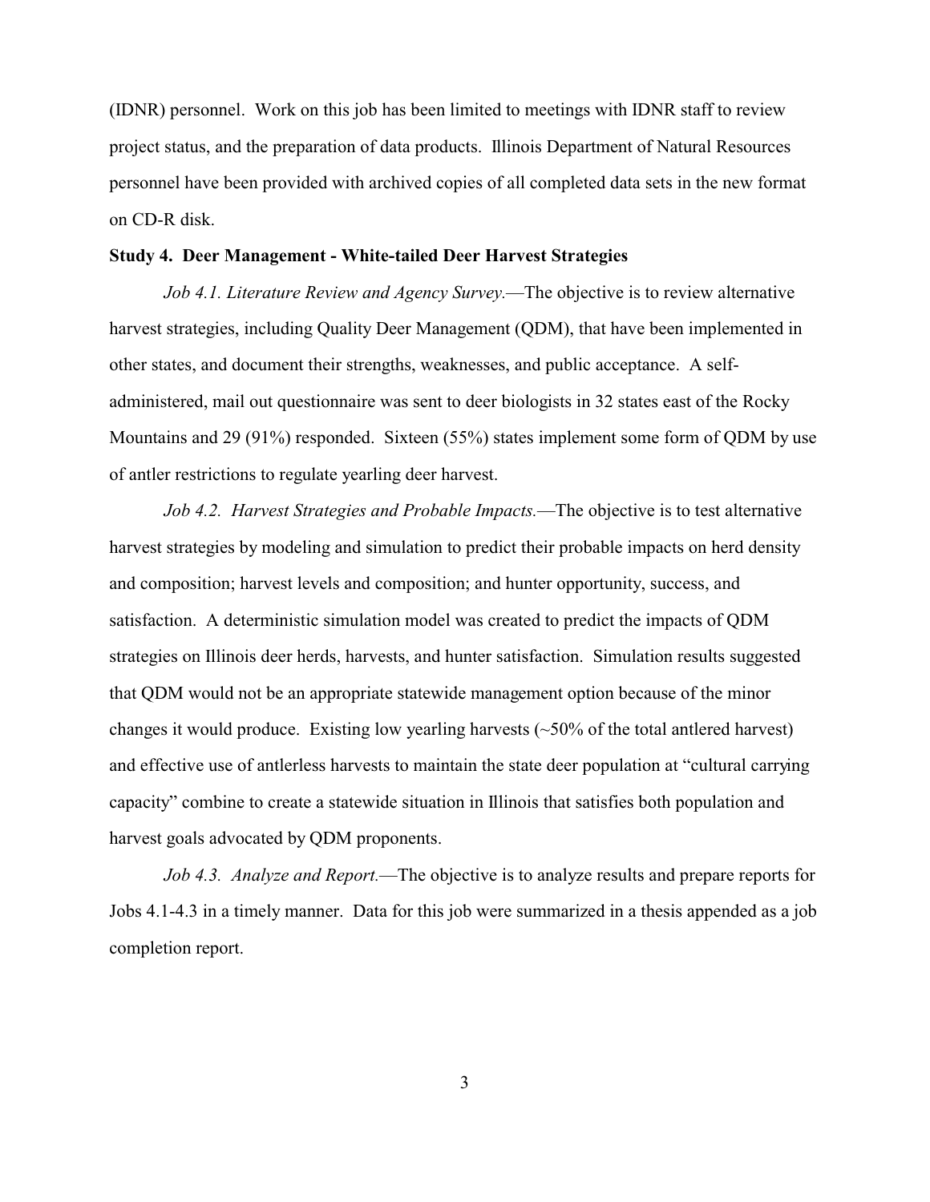(IDNR) personnel. Work on this job has been limited to meetings with IDNR staff to review project status, and the preparation of data products. Illinois Department of Natural Resources personnel have been provided with archived copies of all completed data sets in the new format on CD-R disk.

**Study 4. Deer Management - White-tailed Deer Harvest Strategies**

*Job 4.1. Literature Review and Agency Survey.*—The objective is to review alternative harvest strategies, including Quality Deer Management (QDM), that have been implemented in other states, and document their strengths, weaknesses, and public acceptance. A self-administered, mail out questionnaire was sent to deer biologists in 32 states east of the Rocky Mountains and 29 (91%) responded. Sixteen (55%) states implement some form of QDM by use of antler restrictions to regulate yearling deer harvest.

*Job 4.2. Harvest Strategies and Probable Impacts.*—The objective is to test alternative harvest strategies by modeling and simulation to predict their probable impacts on herd density and composition; harvest levels and composition; and hunter opportunity, success, and satisfaction. A deterministic simulation model was created to predict the impacts of QDM strategies on Illinois deer herds, harvests, and hunter satisfaction. Simulation results suggested that QDM would not be an appropriate statewide management option because of the minor changes it would produce. Existing low yearling harvests (~50% of the total antlered harvest) and effective use of antlerless harvests to maintain the state deer population at "cultural carrying capacity" combine to create a statewide situation in Illinois that satisfies both population and harvest goals advocated by QDM proponents.

*Job 4.3. Analyze and Report.*—The objective is to analyze results and prepare reports for Jobs 4.1-4.3 in a timely manner. Data for this job were summarized in a thesis appended as a job completion report.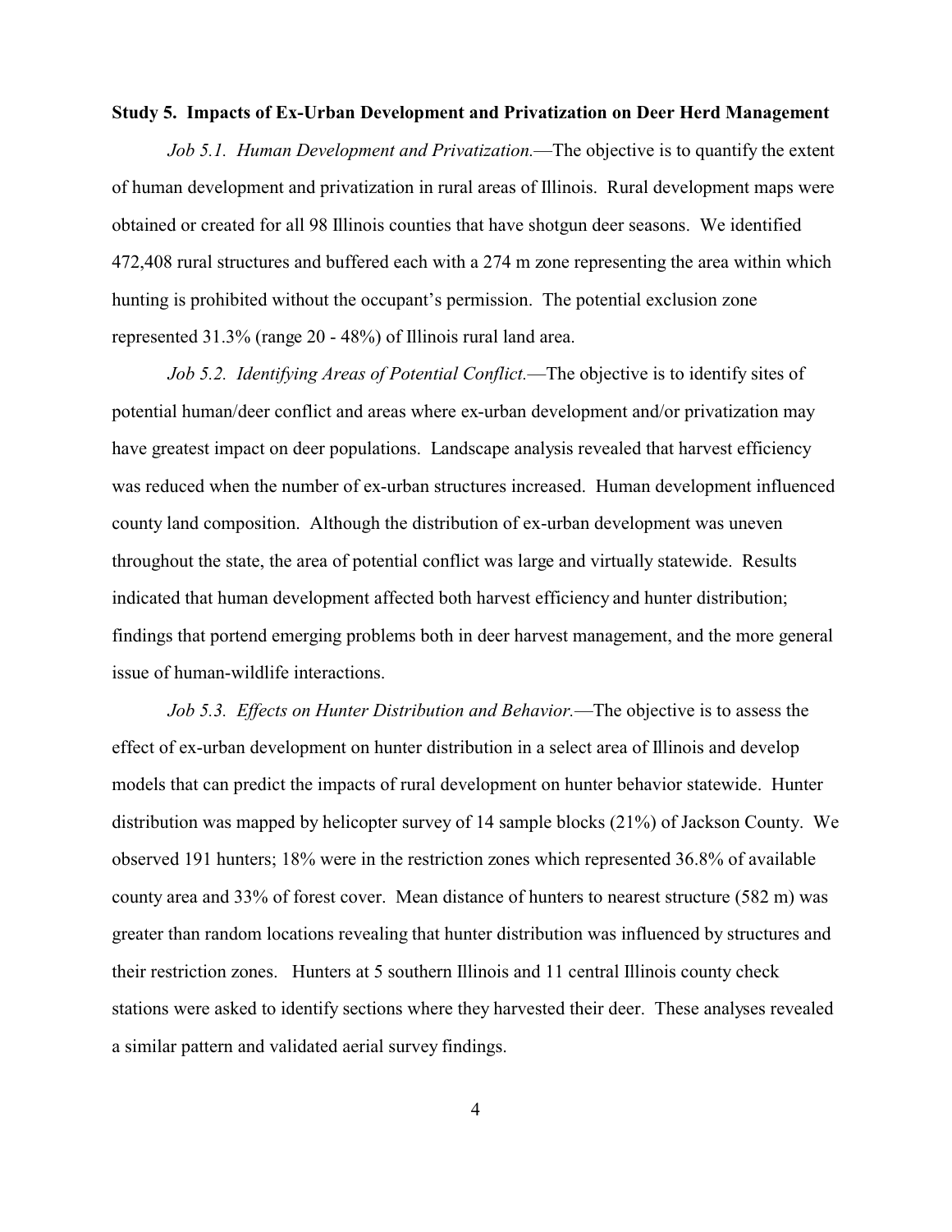**Study 5. Impacts of Ex-Urban Development and Privatization on Deer Herd Management**

*Job 5.1. Human Development and Privatization.*—The objective is to quantify the extent of human development and privatization in rural areas of Illinois. Rural development maps were obtained or created for all 98 Illinois counties that have shotgun deer seasons. We identified 472,408 rural structures and buffered each with a 274 m zone representing the area within which hunting is prohibited without the occupant's permission. The potential exclusion zone represented 31.3% (range 20 - 48%) of Illinois rural land area.

*Job 5.2. Identifying Areas of Potential Conflict.*—The objective is to identify sites of potential human/deer conflict and areas where ex-urban development and/or privatization may have greatest impact on deer populations. Landscape analysis revealed that harvest efficiency was reduced when the number of ex-urban structures increased. Human development influenced county land composition. Although the distribution of ex-urban development was uneven throughout the state, the area of potential conflict was large and virtually statewide. Results indicated that human development affected both harvest efficiency and hunter distribution; findings that portend emerging problems both in deer harvest management, and the more general issue of human-wildlife interactions.

*Job 5.3. Effects on Hunter Distribution and Behavior.*—The objective is to assess the effect of ex-urban development on hunter distribution in a select area of Illinois and develop models that can predict the impacts of rural development on hunter behavior statewide. Hunter distribution was mapped by helicopter survey of 14 sample blocks (21%) of Jackson County. We observed 191 hunters; 18% were in the restriction zones which represented 36.8% of available county area and 33% of forest cover. Mean distance of hunters to nearest structure (582 m) was greater than random locations revealing that hunter distribution was influenced by structures and their restriction zones. Hunters at 5 southern Illinois and 11 central Illinois county check stations were asked to identify sections where they harvested their deer. These analyses revealed a similar pattern and validated aerial survey findings.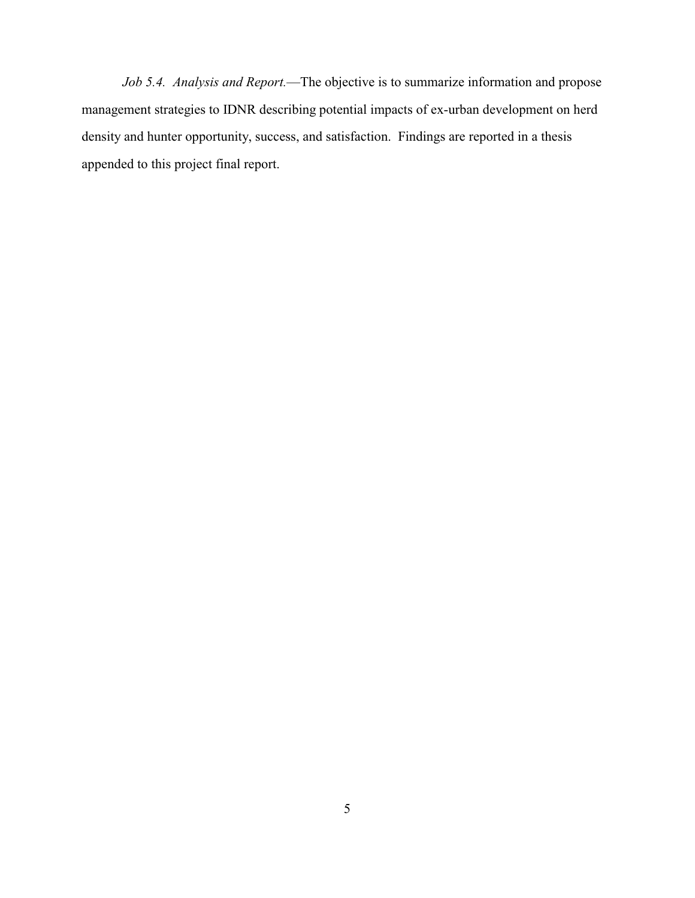*Job 5.4. Analysis and Report.*—The objective is to summarize information and propose management strategies to IDNR describing potential impacts of ex-urban development on herd density and hunter opportunity, success, and satisfaction. Findings are reported in a thesis appended to this project final report.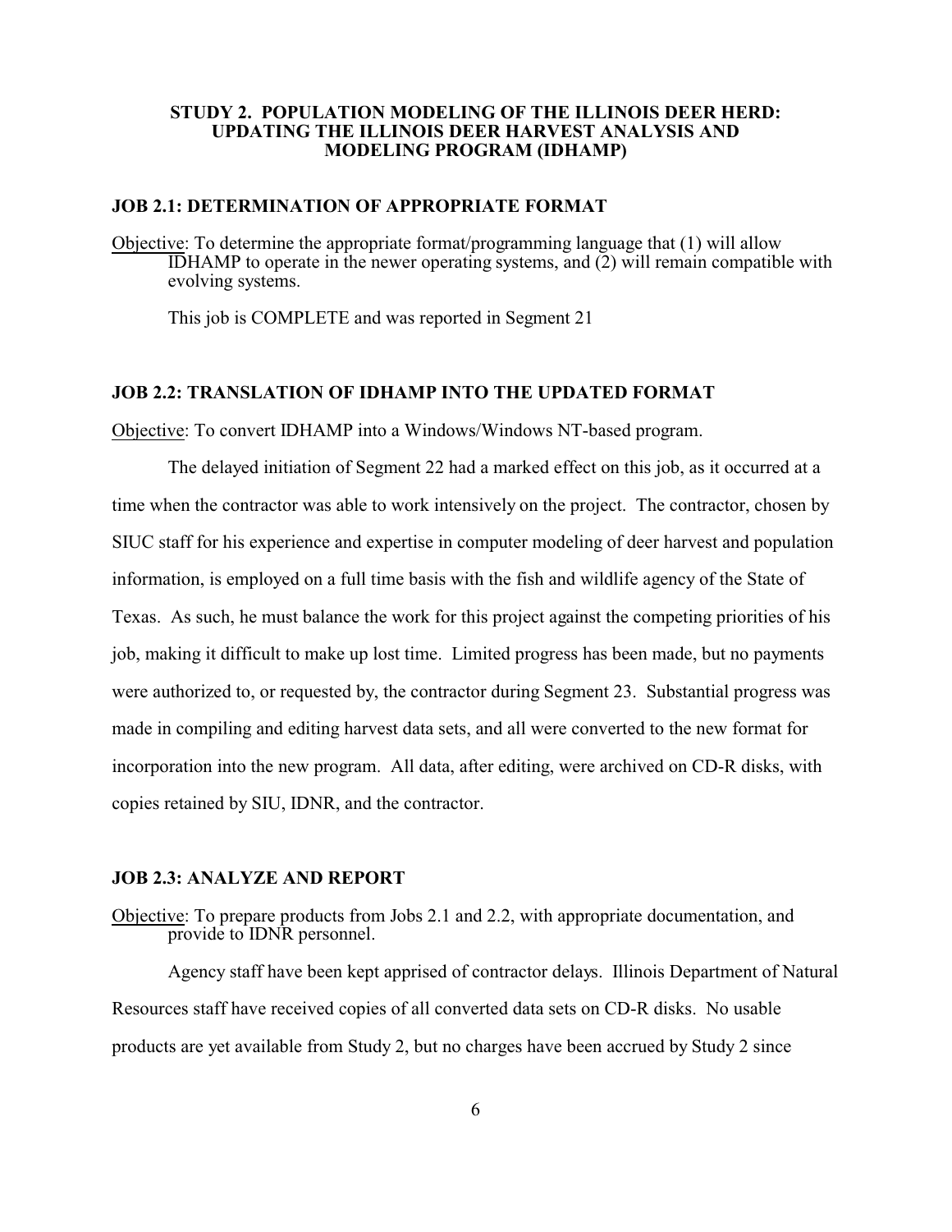## STUDY 2. POPULATION MODELING OF THE ILLINOIS DEER HERD: UPDATING THE ILLINOIS DEER HARVEST ANALYSIS AND MODELING PROGRAM (IDHAMP)

### JOB 2.1: DETERMINATION OF APPROPRIATE FORMAT

Objective: To determine the appropriate format/programming language that (1) will allow IDHAMP to operate in the newer operating systems, and (2) will remain compatible with evolving systems.

This job is COMPLETE and was reported in Segment 21

### JOB 2.2: TRANSLATION OF IDHAMP INTO THE UPDATED FORMAT

Objective: To convert IDHAMP into a Windows/Windows NT-based program.

The delayed initiation of Segment 22 had a marked effect on this job, as it occurred at a time when the contractor was able to work intensively on the project. The contractor, chosen by SIUC staff for his experience and expertise in computer modeling of deer harvest and population information, is employed on a full time basis with the fish and wildlife agency of the State of Texas. As such, he must balance the work for this project against the competing priorities of his job, making it difficult to make up lost time. Limited progress has been made, but no payments were authorized to, or requested by, the contractor during Segment 23. Substantial progress was made in compiling and editing harvest data sets, and all were converted to the new format for incorporation into the new program. All data, after editing, were archived on CD-R disks, with copies retained by SIU, IDNR, and the contractor.

### JOB 2.3: ANALYZE AND REPORT

Objective: To prepare products from Jobs 2.1 and 2.2, with appropriate documentation, and provide to IDNR personnel.

Agency staff have been kept apprised of contractor delays. Illinois Department of Natural Resources staff have received copies of all converted data sets on CD-R disks. No usable products are yet available from Study 2, but no charges have been accrued by Study 2 since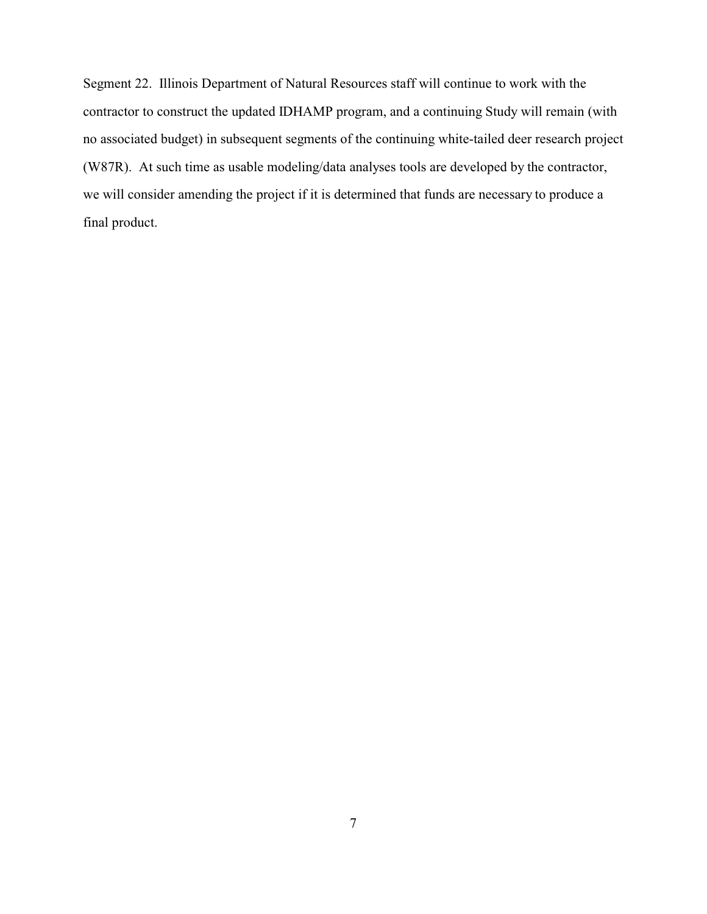Segment 22. Illinois Department of Natural Resources staff will continue to work with the contractor to construct the updated IDHAMP program, and a continuing Study will remain (with no associated budget) in subsequent segments of the continuing white-tailed deer research project (W87R). At such time as usable modeling/data analyses tools are developed by the contractor, we will consider amending the project if it is determined that funds are necessary to produce a final product.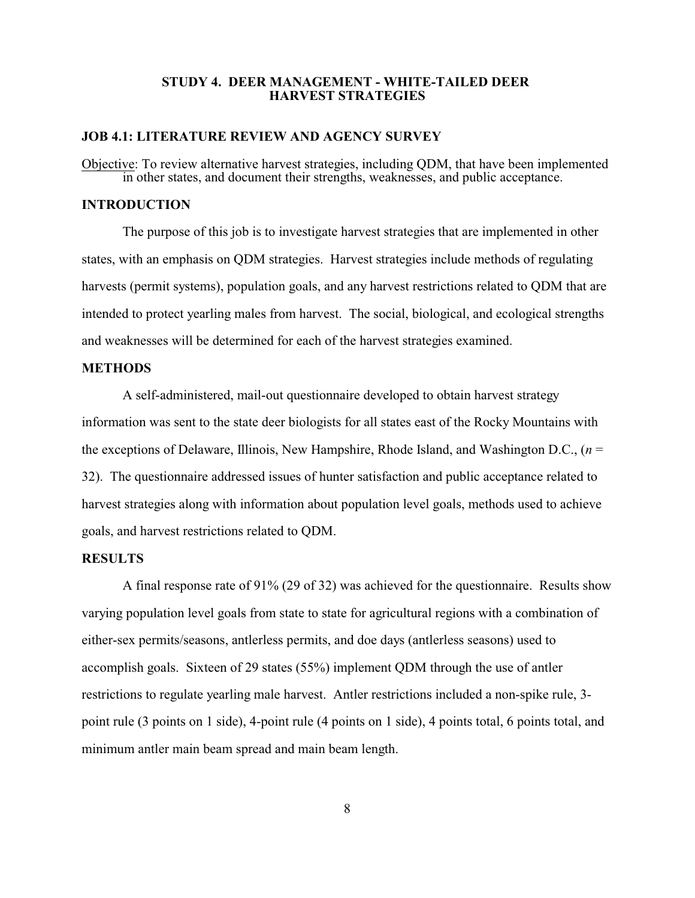## STUDY 4. DEER MANAGEMENT - WHITE-TAILED DEER HARVEST STRATEGIES

### JOB 4.1: LITERATURE REVIEW AND AGENCY SURVEY

Objective: To review alternative harvest strategies, including QDM, that have been implemented in other states, and document their strengths, weaknesses, and public acceptance.

### INTRODUCTION

The purpose of this job is to investigate harvest strategies that are implemented in other states, with an emphasis on QDM strategies. Harvest strategies include methods of regulating harvests (permit systems), population goals, and any harvest restrictions related to QDM that are intended to protect yearling males from harvest. The social, biological, and ecological strengths and weaknesses will be determined for each of the harvest strategies examined.

### METHODS

A self-administered, mail-out questionnaire developed to obtain harvest strategy information was sent to the state deer biologists for all states east of the Rocky Mountains with the exceptions of Delaware, Illinois, New Hampshire, Rhode Island, and Washington D.C., (*n* = 32). The questionnaire addressed issues of hunter satisfaction and public acceptance related to harvest strategies along with information about population level goals, methods used to achieve goals, and harvest restrictions related to QDM.

### RESULTS

A final response rate of 91% (29 of 32) was achieved for the questionnaire. Results show varying population level goals from state to state for agricultural regions with a combination of either-sex permits/seasons, antlerless permits, and doe days (antlerless seasons) used to accomplish goals. Sixteen of 29 states (55%) implement QDM through the use of antler restrictions to regulate yearling male harvest. Antler restrictions included a non-spike rule, 3-point rule (3 points on 1 side), 4-point rule (4 points on 1 side), 4 points total, 6 points total, and minimum antler main beam spread and main beam length.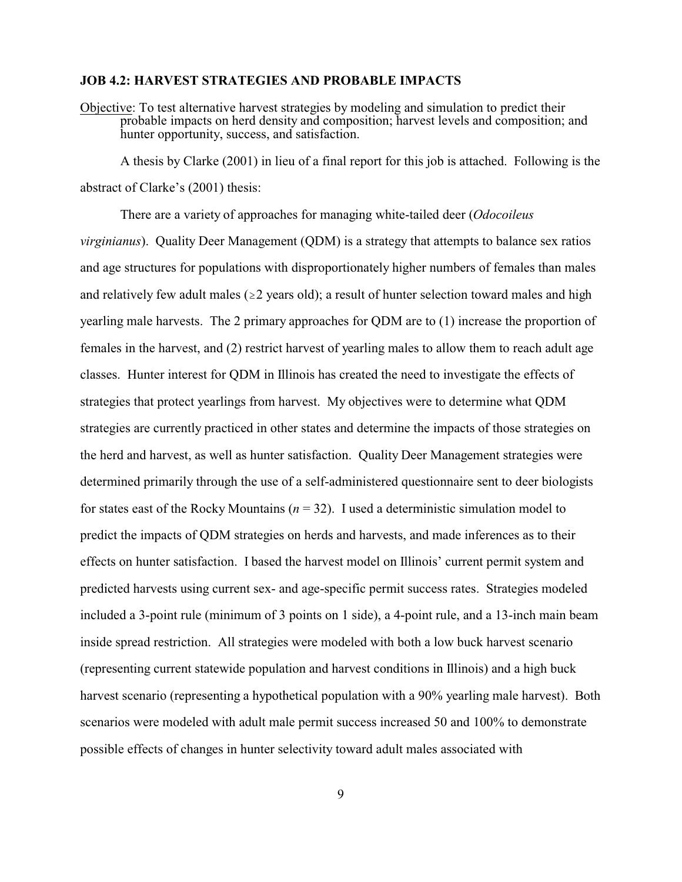### JOB 4.2: HARVEST STRATEGIES AND PROBABLE IMPACTS

Objective: To test alternative harvest strategies by modeling and simulation to predict their probable impacts on herd density and composition; harvest levels and composition; and hunter opportunity, success, and satisfaction.

A thesis by Clarke (2001) in lieu of a final report for this job is attached. Following is the abstract of Clarke's (2001) thesis:

There are a variety of approaches for managing white-tailed deer (*Odocoileus virginianus*). Quality Deer Management (QDM) is a strategy that attempts to balance sex ratios and age structures for populations with disproportionately higher numbers of females than males and relatively few adult males ($\geq$2 years old); a result of hunter selection toward males and high yearling male harvests. The 2 primary approaches for QDM are to (1) increase the proportion of females in the harvest, and (2) restrict harvest of yearling males to allow them to reach adult age classes. Hunter interest for QDM in Illinois has created the need to investigate the effects of strategies that protect yearlings from harvest. My objectives were to determine what QDM strategies are currently practiced in other states and determine the impacts of those strategies on the herd and harvest, as well as hunter satisfaction. Quality Deer Management strategies were determined primarily through the use of a self-administered questionnaire sent to deer biologists for states east of the Rocky Mountains ($n$ = 32). I used a deterministic simulation model to predict the impacts of QDM strategies on herds and harvests, and made inferences as to their effects on hunter satisfaction. I based the harvest model on Illinois' current permit system and predicted harvests using current sex- and age-specific permit success rates. Strategies modeled included a 3-point rule (minimum of 3 points on 1 side), a 4-point rule, and a 13-inch main beam inside spread restriction. All strategies were modeled with both a low buck harvest scenario (representing current statewide population and harvest conditions in Illinois) and a high buck harvest scenario (representing a hypothetical population with a 90% yearling male harvest). Both scenarios were modeled with adult male permit success increased 50 and 100% to demonstrate possible effects of changes in hunter selectivity toward adult males associated with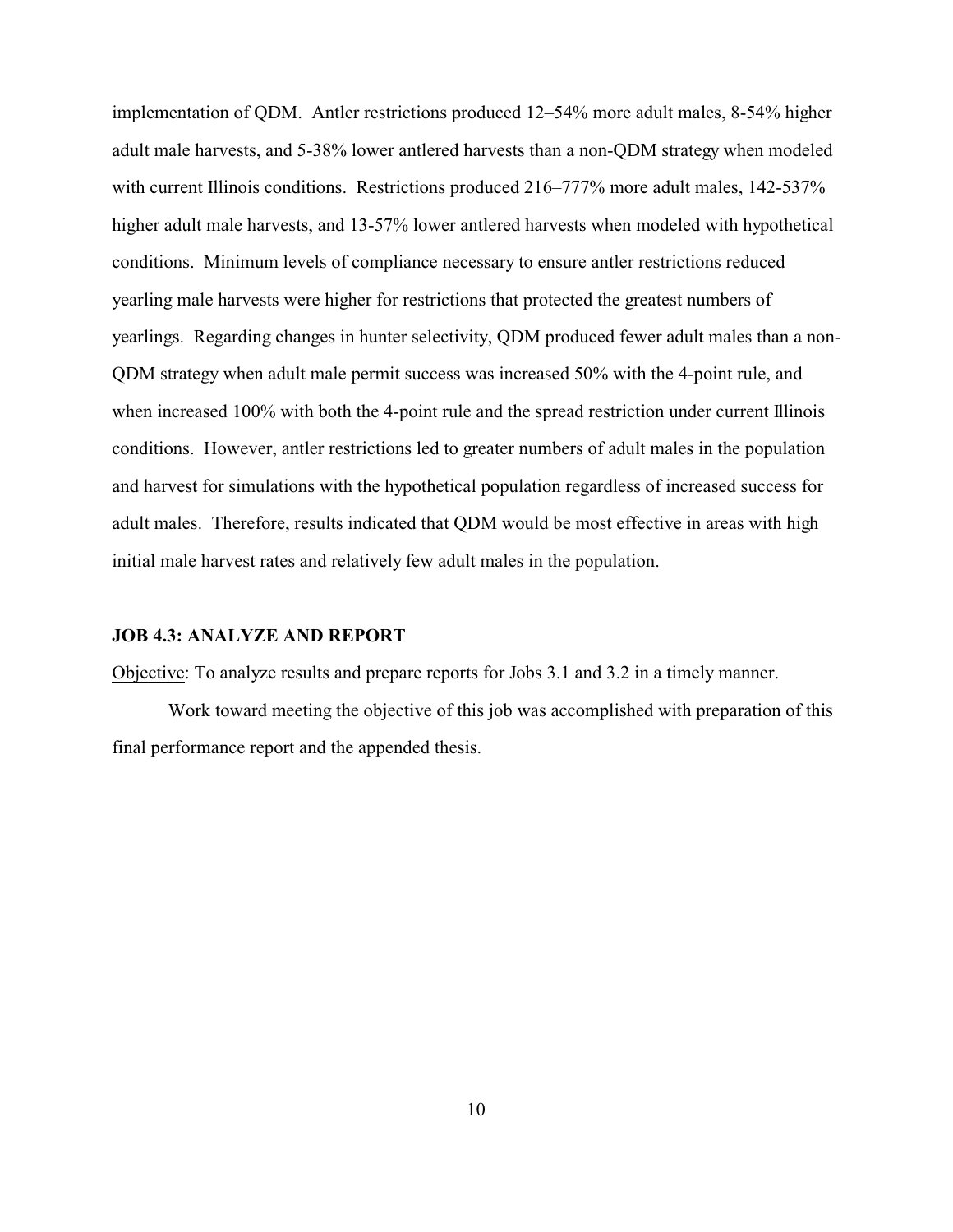implementation of QDM. Antler restrictions produced 12–54% more adult males, 8-54% higher adult male harvests, and 5-38% lower antlered harvests than a non-QDM strategy when modeled with current Illinois conditions. Restrictions produced 216–777% more adult males, 142-537% higher adult male harvests, and 13-57% lower antlered harvests when modeled with hypothetical conditions. Minimum levels of compliance necessary to ensure antler restrictions reduced yearling male harvests were higher for restrictions that protected the greatest numbers of yearlings. Regarding changes in hunter selectivity, QDM produced fewer adult males than a non-QDM strategy when adult male permit success was increased 50% with the 4-point rule, and when increased 100% with both the 4-point rule and the spread restriction under current Illinois conditions. However, antler restrictions led to greater numbers of adult males in the population and harvest for simulations with the hypothetical population regardless of increased success for adult males. Therefore, results indicated that QDM would be most effective in areas with high initial male harvest rates and relatively few adult males in the population.

**JOB 4.3: ANALYZE AND REPORT**

Objective: To analyze results and prepare reports for Jobs 3.1 and 3.2 in a timely manner.

Work toward meeting the objective of this job was accomplished with preparation of this final performance report and the appended thesis.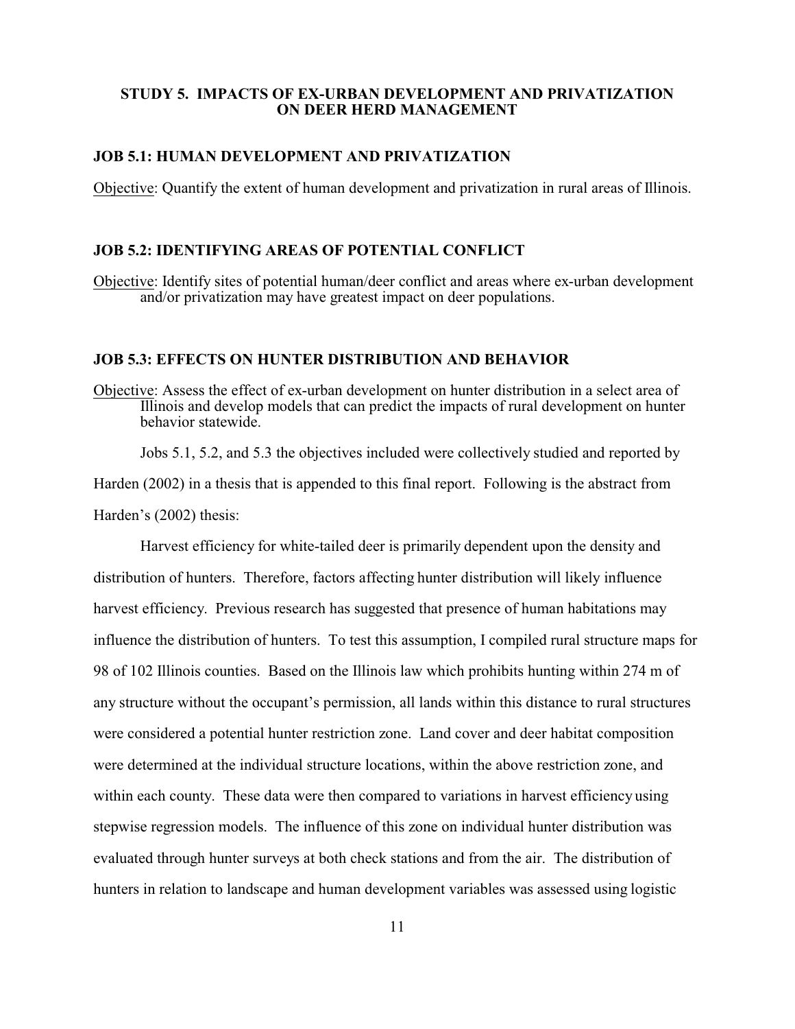## STUDY 5. IMPACTS OF EX-URBAN DEVELOPMENT AND PRIVATIZATION ON DEER HERD MANAGEMENT

### JOB 5.1: HUMAN DEVELOPMENT AND PRIVATIZATION

Objective: Quantify the extent of human development and privatization in rural areas of Illinois.

### JOB 5.2: IDENTIFYING AREAS OF POTENTIAL CONFLICT

Objective: Identify sites of potential human/deer conflict and areas where ex-urban development and/or privatization may have greatest impact on deer populations.

### JOB 5.3: EFFECTS ON HUNTER DISTRIBUTION AND BEHAVIOR

Objective: Assess the effect of ex-urban development on hunter distribution in a select area of Illinois and develop models that can predict the impacts of rural development on hunter behavior statewide.

Jobs 5.1, 5.2, and 5.3 the objectives included were collectively studied and reported by Harden (2002) in a thesis that is appended to this final report. Following is the abstract from Harden's (2002) thesis:

Harvest efficiency for white-tailed deer is primarily dependent upon the density and distribution of hunters. Therefore, factors affecting hunter distribution will likely influence harvest efficiency. Previous research has suggested that presence of human habitations may influence the distribution of hunters. To test this assumption, I compiled rural structure maps for 98 of 102 Illinois counties. Based on the Illinois law which prohibits hunting within 274 m of any structure without the occupant's permission, all lands within this distance to rural structures were considered a potential hunter restriction zone. Land cover and deer habitat composition were determined at the individual structure locations, within the above restriction zone, and within each county. These data were then compared to variations in harvest efficiency using stepwise regression models. The influence of this zone on individual hunter distribution was evaluated through hunter surveys at both check stations and from the air. The distribution of hunters in relation to landscape and human development variables was assessed using logistic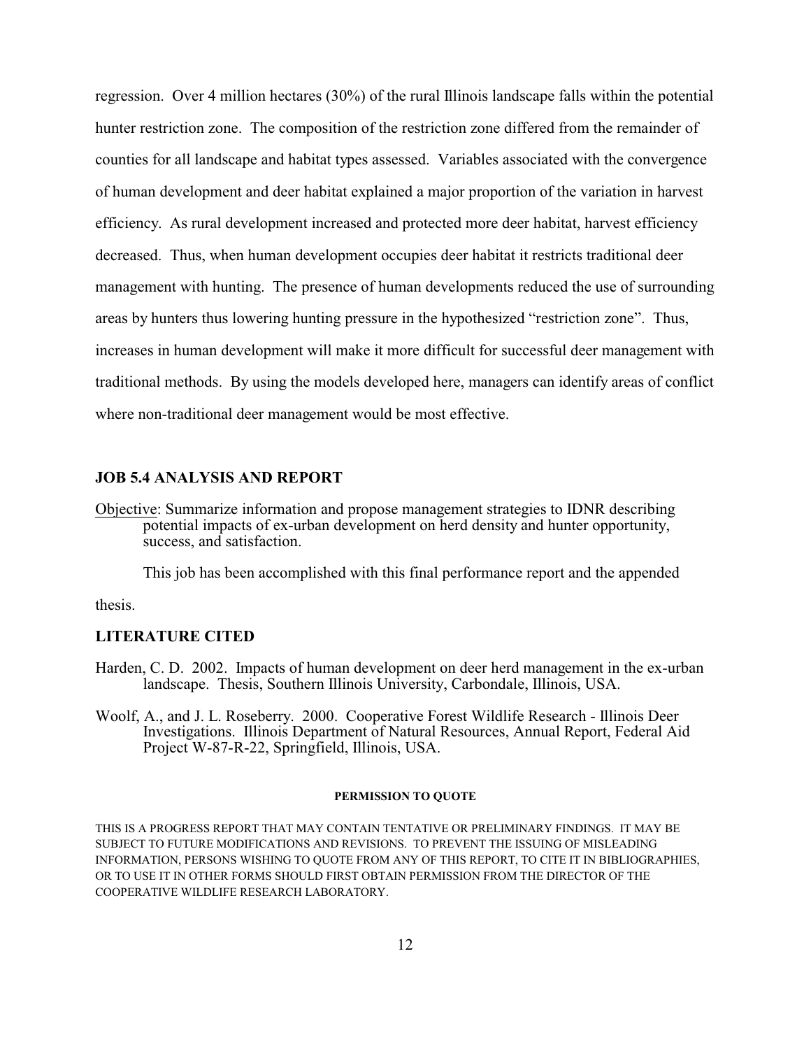regression. Over 4 million hectares (30%) of the rural Illinois landscape falls within the potential hunter restriction zone. The composition of the restriction zone differed from the remainder of counties for all landscape and habitat types assessed. Variables associated with the convergence of human development and deer habitat explained a major proportion of the variation in harvest efficiency. As rural development increased and protected more deer habitat, harvest efficiency decreased. Thus, when human development occupies deer habitat it restricts traditional deer management with hunting. The presence of human developments reduced the use of surrounding areas by hunters thus lowering hunting pressure in the hypothesized "restriction zone". Thus, increases in human development will make it more difficult for successful deer management with traditional methods. By using the models developed here, managers can identify areas of conflict where non-traditional deer management would be most effective.

## JOB 5.4 ANALYSIS AND REPORT

Objective: Summarize information and propose management strategies to IDNR describing potential impacts of ex-urban development on herd density and hunter opportunity, success, and satisfaction.

This job has been accomplished with this final performance report and the appended thesis.

## LITERATURE CITED

Harden, C. D. 2002. Impacts of human development on deer herd management in the ex-urban landscape. Thesis, Southern Illinois University, Carbondale, Illinois, USA.

Woolf, A., and J. L. Roseberry. 2000. Cooperative Forest Wildlife Research - Illinois Deer Investigations. Illinois Department of Natural Resources, Annual Report, Federal Aid Project W-87-R-22, Springfield, Illinois, USA.

**PERMISSION TO QUOTE**

THIS IS A PROGRESS REPORT THAT MAY CONTAIN TENTATIVE OR PRELIMINARY FINDINGS. IT MAY BE SUBJECT TO FUTURE MODIFICATIONS AND REVISIONS. TO PREVENT THE ISSUING OF MISLEADING INFORMATION, PERSONS WISHING TO QUOTE FROM ANY OF THIS REPORT, TO CITE IT IN BIBLIOGRAPHIES, OR TO USE IT IN OTHER FORMS SHOULD FIRST OBTAIN PERMISSION FROM THE DIRECTOR OF THE COOPERATIVE WILDLIFE RESEARCH LABORATORY.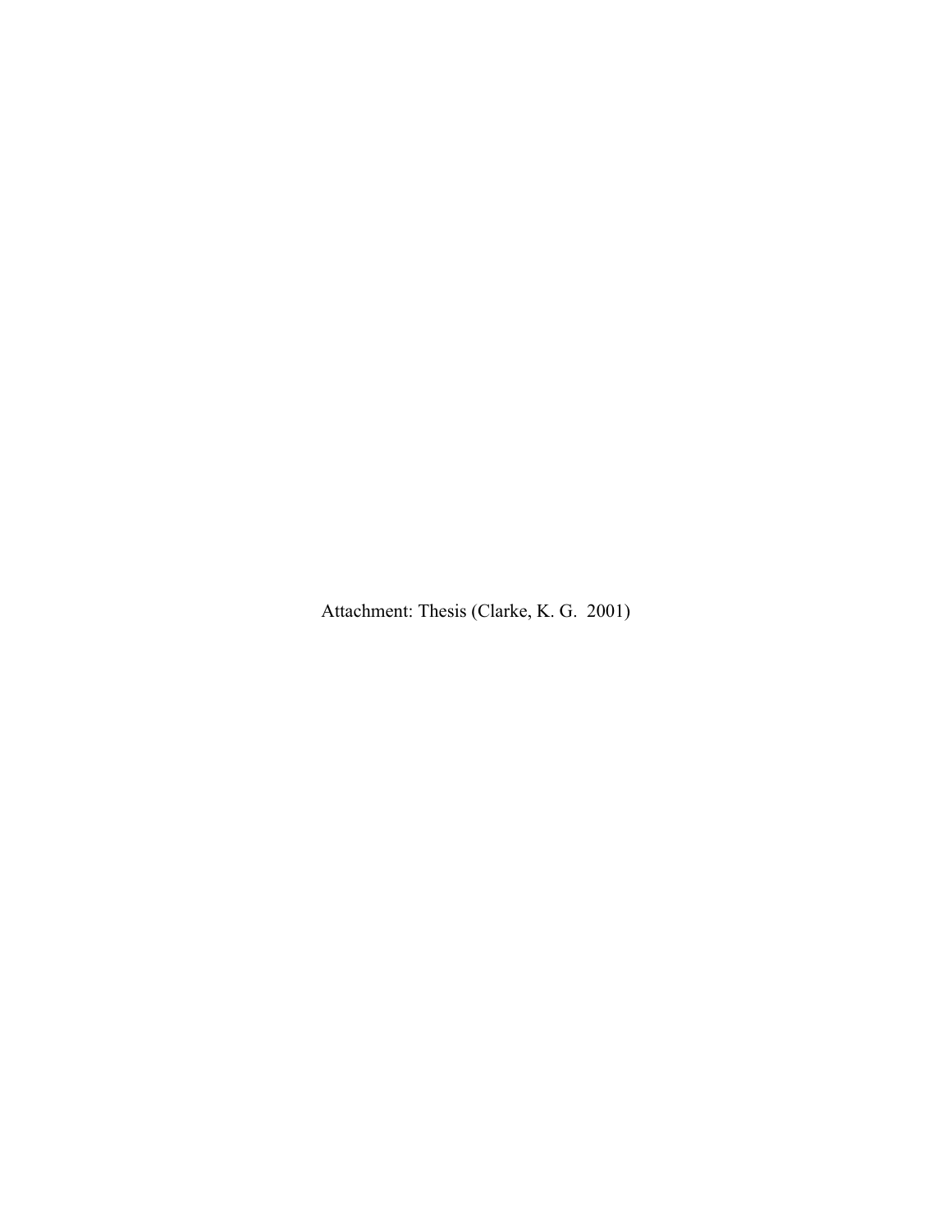Attachment: Thesis (Clarke, K. G.  2001)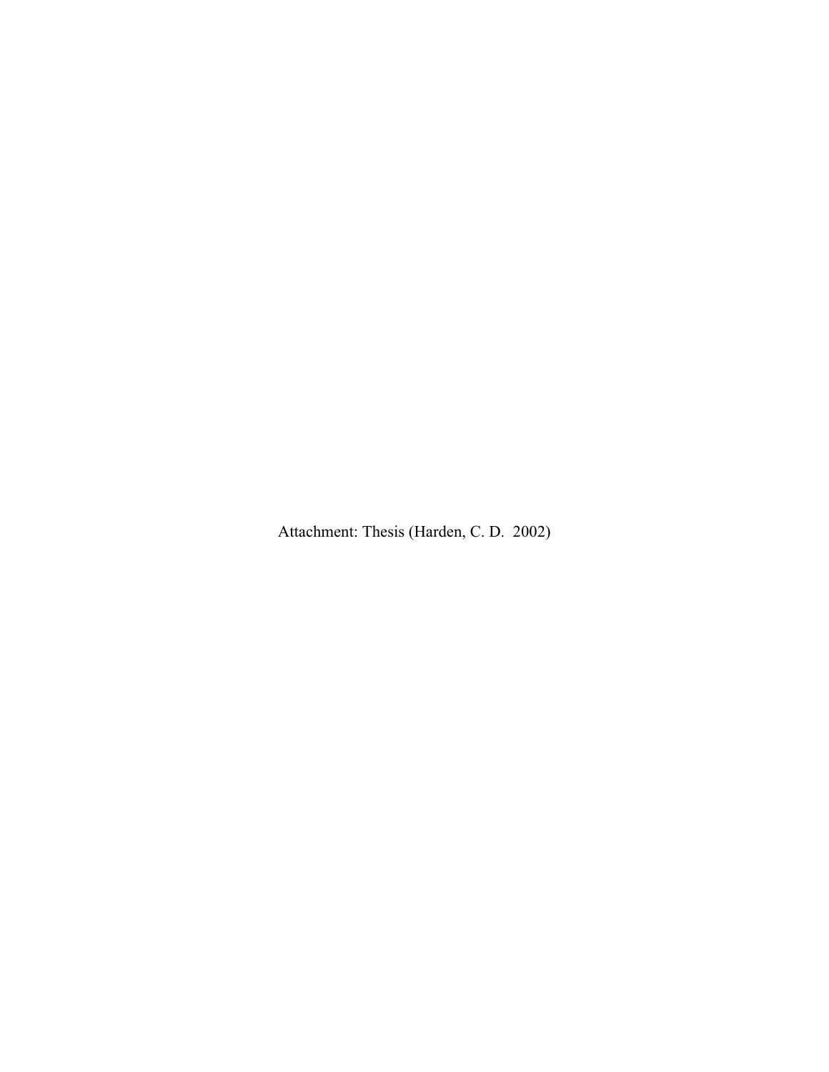Attachment: Thesis (Harden, C. D. 2002)